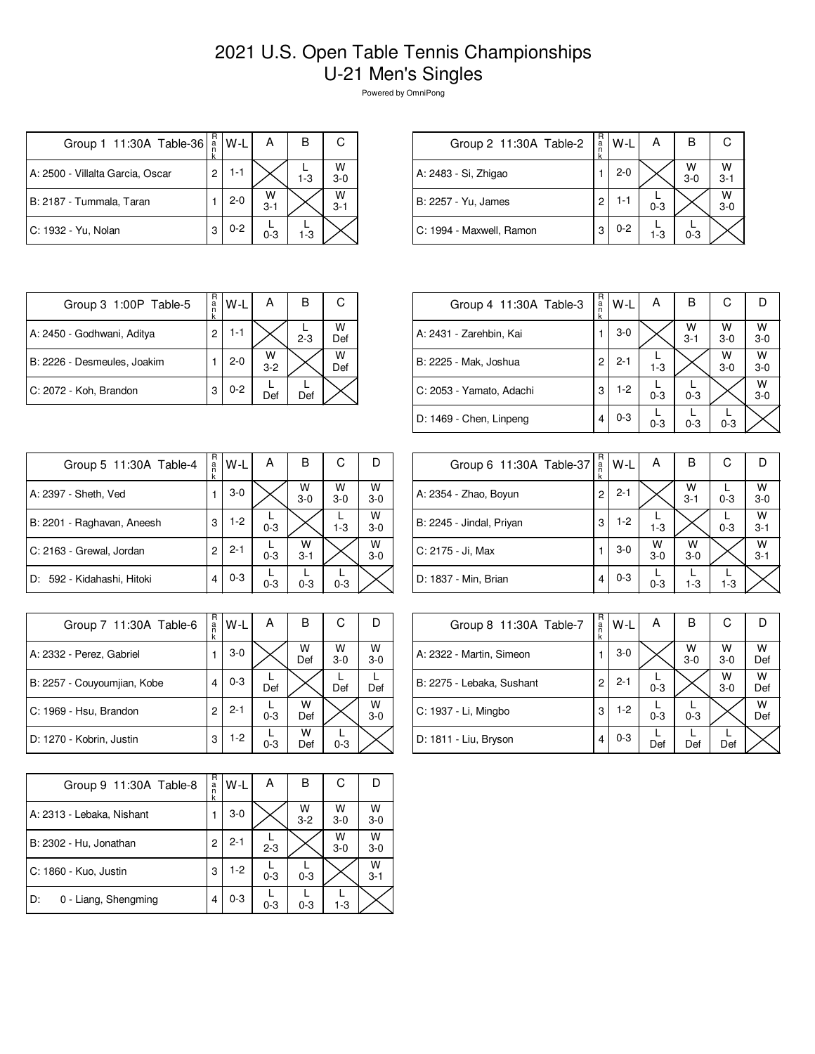# 2021 U.S. Open Table Tennis Championships
## U-21 Men's Singles

Powered by OmniPong

| Group 1 11:30A Table-36 | Rank | W-L | A | B | C |
|---|---|---|---|---|---|
| A: 2500 - Villalta Garcia, Oscar | 2 | 1-1 | | L 1-3 | W 3-0 |
| B: 2187 - Tummala, Taran | 1 | 2-0 | W 3-1 | | W 3-1 |
| C: 1932 - Yu, Nolan | 3 | 0-2 | L 0-3 | L 1-3 | |

| Group 2 11:30A Table-2 | Rank | W-L | A | B | C |
|---|---|---|---|---|---|
| A: 2483 - Si, Zhigao | 1 | 2-0 | | W 3-0 | W 3-1 |
| B: 2257 - Yu, James | 2 | 1-1 | L 0-3 | | W 3-0 |
| C: 1994 - Maxwell, Ramon | 3 | 0-2 | L 1-3 | L 0-3 | |

| Group 3 1:00P Table-5 | Rank | W-L | A | B | C |
|---|---|---|---|---|---|
| A: 2450 - Godhwani, Aditya | 2 | 1-1 | | L 2-3 | W Def |
| B: 2226 - Desmeules, Joakim | 1 | 2-0 | W 3-2 | | W Def |
| C: 2072 - Koh, Brandon | 3 | 0-2 | L Def | L Def | |

| Group 4 11:30A Table-3 | Rank | W-L | A | B | C | D |
|---|---|---|---|---|---|---|
| A: 2431 - Zarehbin, Kai | 1 | 3-0 | | W 3-1 | W 3-0 | W 3-0 |
| B: 2225 - Mak, Joshua | 2 | 2-1 | L 1-3 | | W 3-0 | W 3-0 |
| C: 2053 - Yamato, Adachi | 3 | 1-2 | L 0-3 | L 0-3 | | W 3-0 |
| D: 1469 - Chen, Linpeng | 4 | 0-3 | L 0-3 | L 0-3 | L 0-3 | |

| Group 5 11:30A Table-4 | Rank | W-L | A | B | C | D |
|---|---|---|---|---|---|---|
| A: 2397 - Sheth, Ved | 1 | 3-0 | | W 3-0 | W 3-0 | W 3-0 |
| B: 2201 - Raghavan, Aneesh | 3 | 1-2 | L 0-3 | | L 1-3 | W 3-0 |
| C: 2163 - Grewal, Jordan | 2 | 2-1 | L 0-3 | W 3-1 | | W 3-0 |
| D: 592 - Kidahashi, Hitoki | 4 | 0-3 | L 0-3 | L 0-3 | L 0-3 | |

| Group 6 11:30A Table-37 | Rank | W-L | A | B | C | D |
|---|---|---|---|---|---|---|
| A: 2354 - Zhao, Boyun | 2 | 2-1 | | W 3-1 | L 0-3 | W 3-0 |
| B: 2245 - Jindal, Priyan | 3 | 1-2 | L 1-3 | | L 0-3 | W 3-1 |
| C: 2175 - Ji, Max | 1 | 3-0 | W 3-0 | W 3-0 | | W 3-1 |
| D: 1837 - Min, Brian | 4 | 0-3 | L 0-3 | L 1-3 | L 1-3 | |

| Group 7 11:30A Table-6 | Rank | W-L | A | B | C | D |
|---|---|---|---|---|---|---|
| A: 2332 - Perez, Gabriel | 1 | 3-0 | | W Def | W 3-0 | W 3-0 |
| B: 2257 - Couyoumjian, Kobe | 4 | 0-3 | L Def | | L Def | L Def |
| C: 1969 - Hsu, Brandon | 2 | 2-1 | L 0-3 | W Def | | W 3-0 |
| D: 1270 - Kobrin, Justin | 3 | 1-2 | L 0-3 | W Def | L 0-3 | |

| Group 8 11:30A Table-7 | Rank | W-L | A | B | C | D |
|---|---|---|---|---|---|---|
| A: 2322 - Martin, Simeon | 1 | 3-0 | | W 3-0 | W 3-0 | W Def |
| B: 2275 - Lebaka, Sushant | 2 | 2-1 | L 0-3 | | W 3-0 | W Def |
| C: 1937 - Li, Mingbo | 3 | 1-2 | L 0-3 | L 0-3 | | W Def |
| D: 1811 - Liu, Bryson | 4 | 0-3 | L Def | L Def | L Def | |

| Group 9 11:30A Table-8 | Rank | W-L | A | B | C | D |
|---|---|---|---|---|---|---|
| A: 2313 - Lebaka, Nishant | 1 | 3-0 | | W 3-2 | W 3-0 | W 3-0 |
| B: 2302 - Hu, Jonathan | 2 | 2-1 | L 2-3 | | W 3-0 | W 3-0 |
| C: 1860 - Kuo, Justin | 3 | 1-2 | L 0-3 | L 0-3 | | W 3-1 |
| D: 0 - Liang, Shengming | 4 | 0-3 | L 0-3 | L 0-3 | L 1-3 | |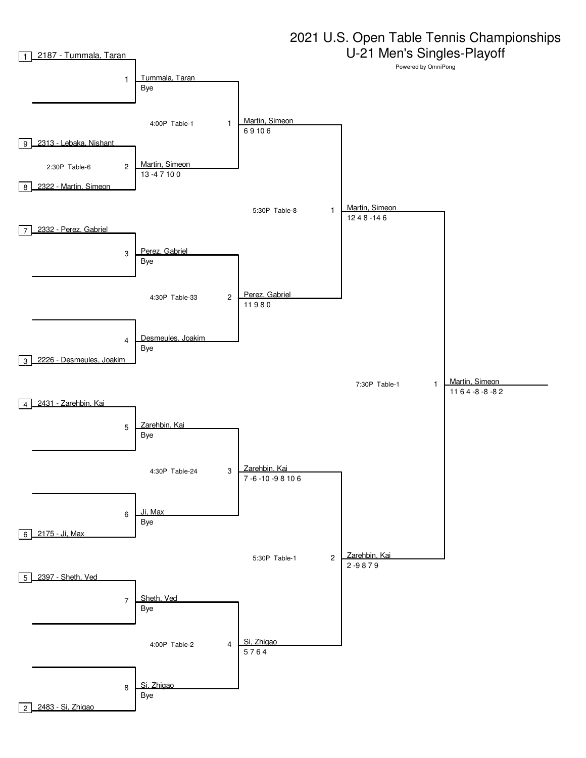# 2021 U.S. Open Table Tennis Championships
## U-21 Men's Singles-Playoff

Powered by OmniPong

### Seeds

1 2187 - Tummala, Taran

9 2313 - Lebaka, Nishant

8 2322 - Martin, Simeon

7 2332 - Perez, Gabriel

3 2226 - Desmeules, Joakim

4 2431 - Zarehbin, Kai

6 2175 - Ji, Max

5 2397 - Sheth, Ved

2 2483 - Si, Zhigao

### First Round

1 Tummala, Taran — Bye

2:30P Table-6 — 2 Martin, Simeon — 13 -4 7 10 0

3 Perez, Gabriel — Bye

4 Desmeules, Joakim — Bye

5 Zarehbin, Kai — Bye

6 Ji, Max — Bye

7 Sheth, Ved — Bye

8 Si, Zhigao — Bye

### Quarterfinals

4:00P Table-1 — 1 Martin, Simeon — 6 9 10 6

4:30P Table-33 — 2 Perez, Gabriel — 11 9 8 0

4:30P Table-24 — 3 Zarehbin, Kai — 7 -6 -10 -9 8 10 6

4:00P Table-2 — 4 Si, Zhigao — 5 7 6 4

### Semifinals

5:30P Table-8 — 1 Martin, Simeon — 12 4 8 -14 6

5:30P Table-1 — 2 Zarehbin, Kai — 2 -9 8 7 9

### Final

7:30P Table-1 — 1 Martin, Simeon — 11 6 4 -8 -8 -8 2